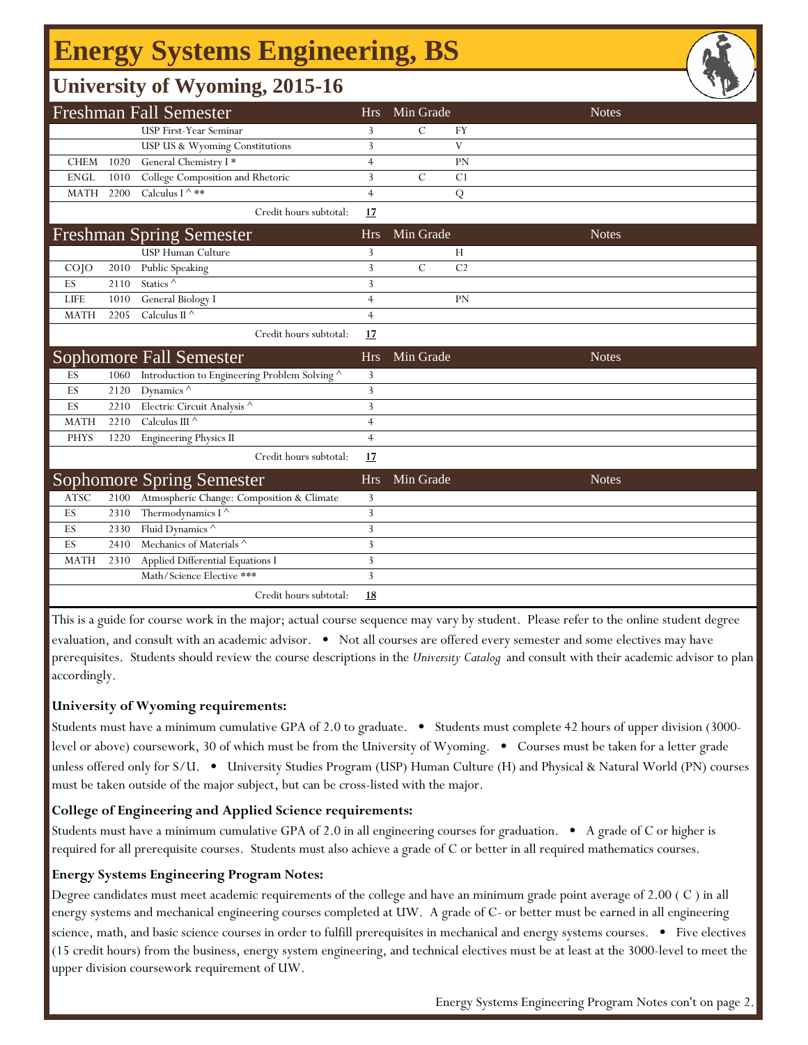# Energy Systems Engineering, BS

## University of Wyoming, 2015-16

| Freshman Fall Semester | | | Hrs | Min Grade | | Notes |
|---|---|---|---|---|---|---|
| | | USP First-Year Seminar | 3 | C | FY | |
| | | USP US & Wyoming Constitutions | 3 | | V | |
| CHEM | 1020 | General Chemistry I * | 4 | | PN | |
| ENGL | 1010 | College Composition and Rhetoric | 3 | C | C1 | |
| MATH | 2200 | Calculus I ^ ** | 4 | | Q | |
| | | Credit hours subtotal: | **17** | | | |

| Freshman Spring Semester | | | Hrs | Min Grade | | Notes |
|---|---|---|---|---|---|---|
| | | USP Human Culture | 3 | | H | |
| COJO | 2010 | Public Speaking | 3 | C | C2 | |
| ES | 2110 | Statics ^ | 3 | | | |
| LIFE | 1010 | General Biology I | 4 | | PN | |
| MATH | 2205 | Calculus II ^ | 4 | | | |
| | | Credit hours subtotal: | **17** | | | |

| Sophomore Fall Semester | | | Hrs | Min Grade | | Notes |
|---|---|---|---|---|---|---|
| ES | 1060 | Introduction to Engineering Problem Solving ^ | 3 | | | |
| ES | 2120 | Dynamics ^ | 3 | | | |
| ES | 2210 | Electric Circuit Analysis ^ | 3 | | | |
| MATH | 2210 | Calculus III ^ | 4 | | | |
| PHYS | 1220 | Engineering Physics II | 4 | | | |
| | | Credit hours subtotal: | **17** | | | |

| Sophomore Spring Semester | | | Hrs | Min Grade | | Notes |
|---|---|---|---|---|---|---|
| ATSC | 2100 | Atmospheric Change: Composition & Climate | 3 | | | |
| ES | 2310 | Thermodynamics I ^ | 3 | | | |
| ES | 2330 | Fluid Dynamics ^ | 3 | | | |
| ES | 2410 | Mechanics of Materials ^ | 3 | | | |
| MATH | 2310 | Applied Differential Equations I | 3 | | | |
| | | Math/Science Elective *** | 3 | | | |
| | | Credit hours subtotal: | **18** | | | |

This is a guide for course work in the major; actual course sequence may vary by student. Please refer to the online student degree evaluation, and consult with an academic advisor. • Not all courses are offered every semester and some electives may have prerequisites. Students should review the course descriptions in the *University Catalog* and consult with their academic advisor to plan accordingly.

**University of Wyoming requirements:**

Students must have a minimum cumulative GPA of 2.0 to graduate. • Students must complete 42 hours of upper division (3000-level or above) coursework, 30 of which must be from the University of Wyoming. • Courses must be taken for a letter grade unless offered only for S/U. • University Studies Program (USP) Human Culture (H) and Physical & Natural World (PN) courses must be taken outside of the major subject, but can be cross-listed with the major.

**College of Engineering and Applied Science requirements:**

Students must have a minimum cumulative GPA of 2.0 in all engineering courses for graduation. • A grade of C or higher is required for all prerequisite courses. Students must also achieve a grade of C or better in all required mathematics courses.

**Energy Systems Engineering Program Notes:**

Degree candidates must meet academic requirements of the college and have an minimum grade point average of 2.00 ( C ) in all energy systems and mechanical engineering courses completed at UW. A grade of C- or better must be earned in all engineering science, math, and basic science courses in order to fulfill prerequisites in mechanical and energy systems courses. • Five electives (15 credit hours) from the business, energy system engineering, and technical electives must be at least at the 3000-level to meet the upper division coursework requirement of UW.

Energy Systems Engineering Program Notes con't on page 2.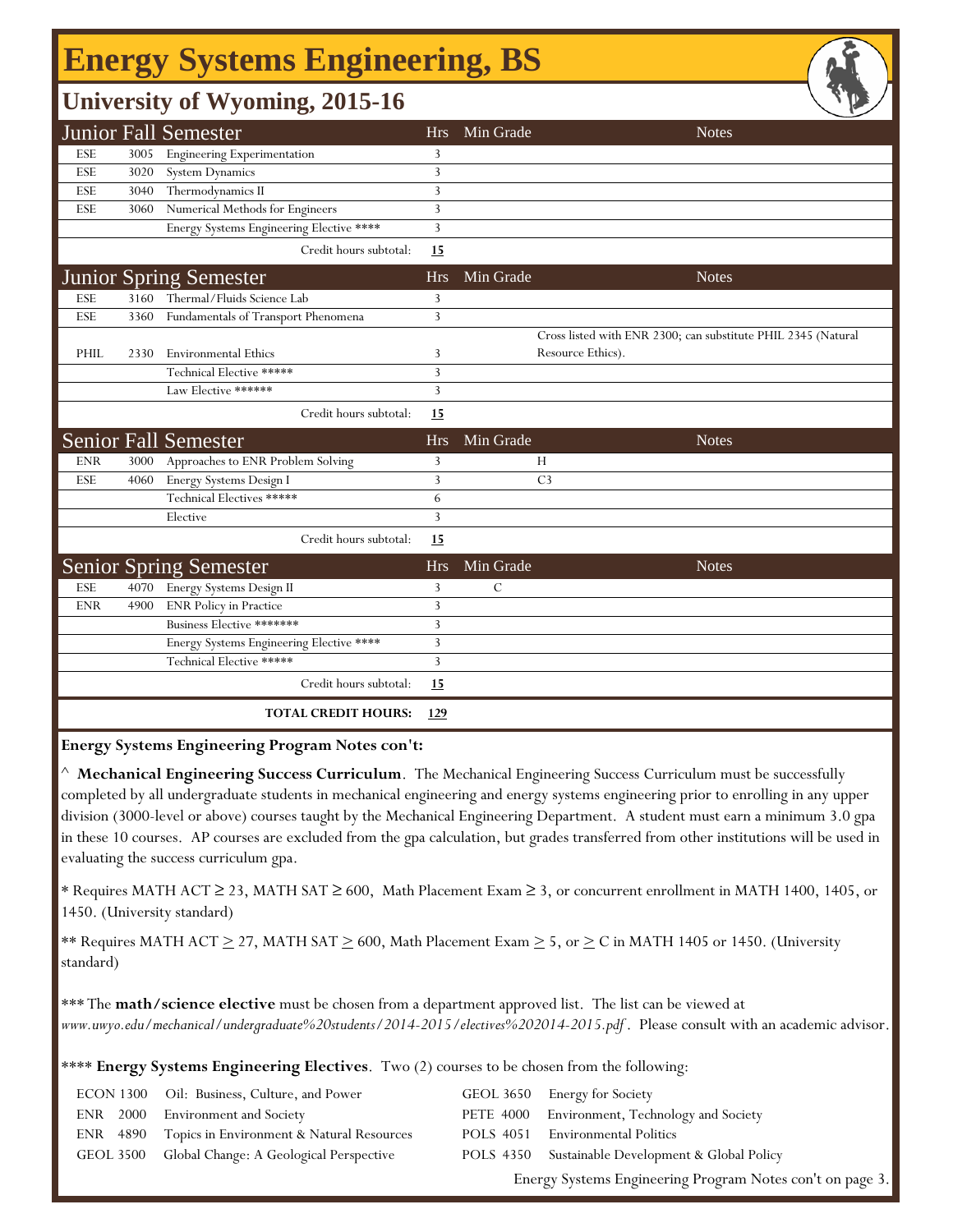# Energy Systems Engineering, BS

## University of Wyoming, 2015-16

| Junior Fall Semester | | | Hrs | Min Grade | Notes |
|---|---|---|---|---|---|
| ESE | 3005 | Engineering Experimentation | 3 | | |
| ESE | 3020 | System Dynamics | 3 | | |
| ESE | 3040 | Thermodynamics II | 3 | | |
| ESE | 3060 | Numerical Methods for Engineers | 3 | | |
| | | Energy Systems Engineering Elective **** | 3 | | |
| | | Credit hours subtotal: | **15** | | |

| Junior Spring Semester | | | Hrs | Min Grade | Notes |
|---|---|---|---|---|---|
| ESE | 3160 | Thermal/Fluids Science Lab | 3 | | |
| ESE | 3360 | Fundamentals of Transport Phenomena | 3 | | |
| PHIL | 2330 | Environmental Ethics | 3 | | Cross listed with ENR 2300; can substitute PHIL 2345 (Natural Resource Ethics). |
| | | Technical Elective ***** | 3 | | |
| | | Law Elective ****** | 3 | | |
| | | Credit hours subtotal: | **15** | | |

| Senior Fall Semester | | | Hrs | Min Grade | Notes |
|---|---|---|---|---|---|
| ENR | 3000 | Approaches to ENR Problem Solving | 3 | H | |
| ESE | 4060 | Energy Systems Design I | 3 | C3 | |
| | | Technical Electives ***** | 6 | | |
| | | Elective | 3 | | |
| | | Credit hours subtotal: | **15** | | |

| Senior Spring Semester | | | Hrs | Min Grade | Notes |
|---|---|---|---|---|---|
| ESE | 4070 | Energy Systems Design II | 3 | C | |
| ENR | 4900 | ENR Policy in Practice | 3 | | |
| | | Business Elective ******* | 3 | | |
| | | Energy Systems Engineering Elective **** | 3 | | |
| | | Technical Elective ***** | 3 | | |
| | | Credit hours subtotal: | **15** | | |
| | | **TOTAL CREDIT HOURS:** | **129** | | |

**Energy Systems Engineering Program Notes con't:**

^ **Mechanical Engineering Success Curriculum**. The Mechanical Engineering Success Curriculum must be successfully completed by all undergraduate students in mechanical engineering and energy systems engineering prior to enrolling in any upper division (3000-level or above) courses taught by the Mechanical Engineering Department. A student must earn a minimum 3.0 gpa in these 10 courses. AP courses are excluded from the gpa calculation, but grades transferred from other institutions will be used in evaluating the success curriculum gpa.

* Requires MATH ACT ≥ 23, MATH SAT ≥ 600, Math Placement Exam ≥ 3, or concurrent enrollment in MATH 1400, 1405, or 1450. (University standard)

** Requires MATH ACT ≥ 27, MATH SAT ≥ 600, Math Placement Exam ≥ 5, or ≥ C in MATH 1405 or 1450. (University standard)

*** The **math/science elective** must be chosen from a department approved list. The list can be viewed at *www.uwyo.edu/mechanical/undergraduate%20students/2014-2015/electives%202014-2015.pdf*. Please consult with an academic advisor.

**** **Energy Systems Engineering Electives**. Two (2) courses to be chosen from the following:

| | | | |
|---|---|---|---|
| ECON 1300 | Oil: Business, Culture, and Power | GEOL 3650 | Energy for Society |
| ENR 2000 | Environment and Society | PETE 4000 | Environment, Technology and Society |
| ENR 4890 | Topics in Environment & Natural Resources | POLS 4051 | Environmental Politics |
| GEOL 3500 | Global Change: A Geological Perspective | POLS 4350 | Sustainable Development & Global Policy |

Energy Systems Engineering Program Notes con't on page 3.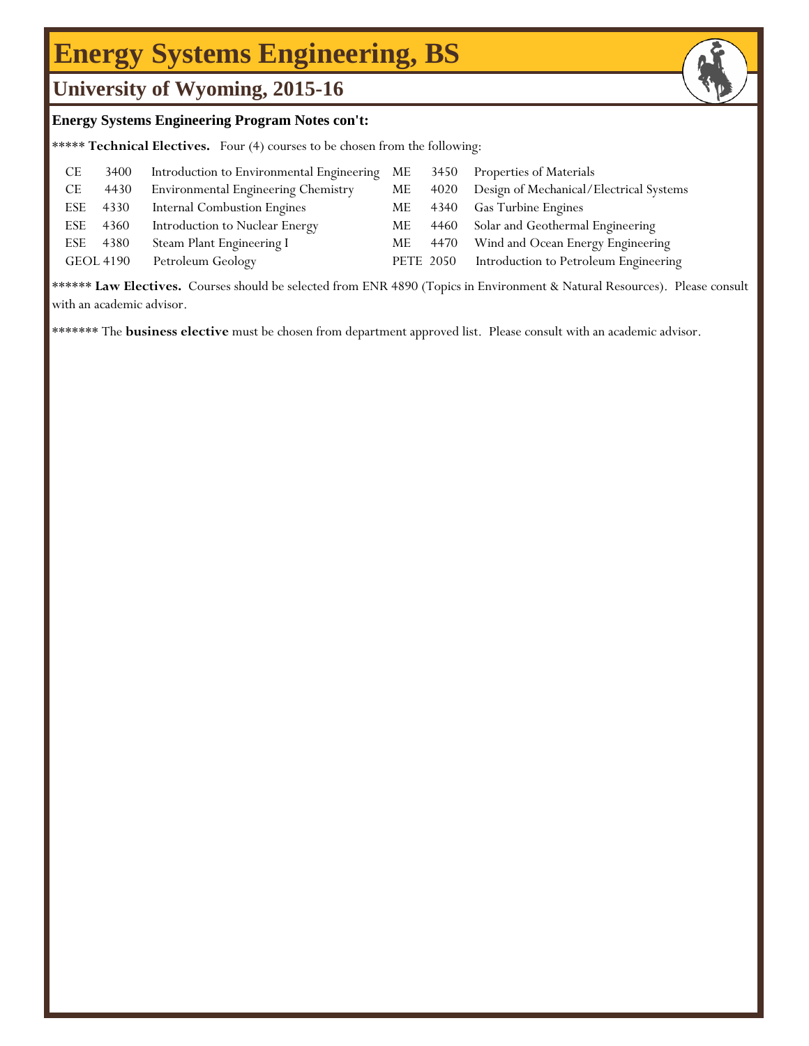# Energy Systems Engineering, BS

## University of Wyoming, 2015-16

**Energy Systems Engineering Program Notes con't:**

***** **Technical Electives.** Four (4) courses to be chosen from the following:

| | | | | | |
|---|---|---|---|---|---|
| CE | 3400 | Introduction to Environmental Engineering | ME | 3450 | Properties of Materials |
| CE | 4430 | Environmental Engineering Chemistry | ME | 4020 | Design of Mechanical/Electrical Systems |
| ESE | 4330 | Internal Combustion Engines | ME | 4340 | Gas Turbine Engines |
| ESE | 4360 | Introduction to Nuclear Energy | ME | 4460 | Solar and Geothermal Engineering |
| ESE | 4380 | Steam Plant Engineering I | ME | 4470 | Wind and Ocean Energy Engineering |
| GEOL | 4190 | Petroleum Geology | PETE | 2050 | Introduction to Petroleum Engineering |

****** **Law Electives.** Courses should be selected from ENR 4890 (Topics in Environment & Natural Resources). Please consult with an academic advisor.

******* The **business elective** must be chosen from department approved list. Please consult with an academic advisor.